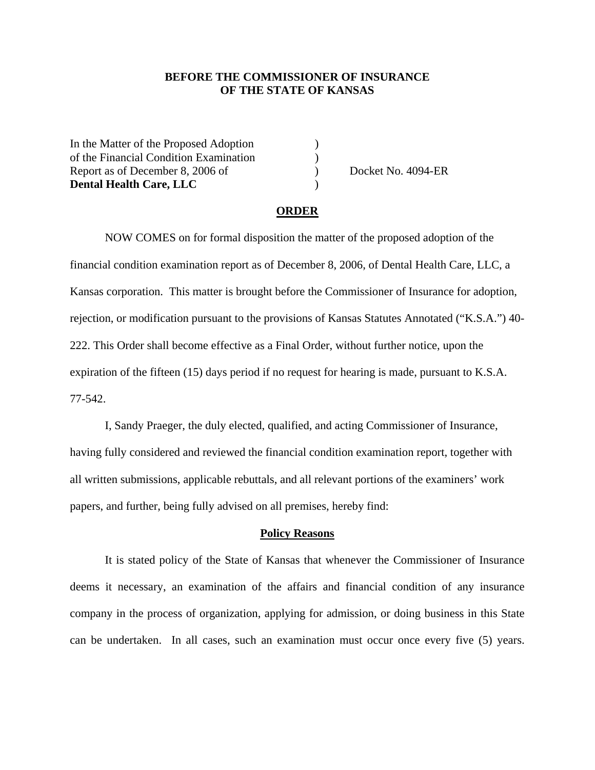**BEFORE THE COMMISSIONER OF INSURANCE**
**OF THE STATE OF KANSAS**

| | | |
|---|---|---|
| In the Matter of the Proposed Adoption | ) | |
| of the Financial Condition Examination | ) | |
| Report as of December 8, 2006 of | ) | Docket No. 4094-ER |
| **Dental Health Care, LLC** | ) | |

## ORDER

NOW COMES on for formal disposition the matter of the proposed adoption of the financial condition examination report as of December 8, 2006, of Dental Health Care, LLC, a Kansas corporation. This matter is brought before the Commissioner of Insurance for adoption, rejection, or modification pursuant to the provisions of Kansas Statutes Annotated ("K.S.A.") 40-222. This Order shall become effective as a Final Order, without further notice, upon the expiration of the fifteen (15) days period if no request for hearing is made, pursuant to K.S.A. 77-542.

I, Sandy Praeger, the duly elected, qualified, and acting Commissioner of Insurance, having fully considered and reviewed the financial condition examination report, together with all written submissions, applicable rebuttals, and all relevant portions of the examiners' work papers, and further, being fully advised on all premises, hereby find:

## Policy Reasons

It is stated policy of the State of Kansas that whenever the Commissioner of Insurance deems it necessary, an examination of the affairs and financial condition of any insurance company in the process of organization, applying for admission, or doing business in this State can be undertaken. In all cases, such an examination must occur once every five (5) years.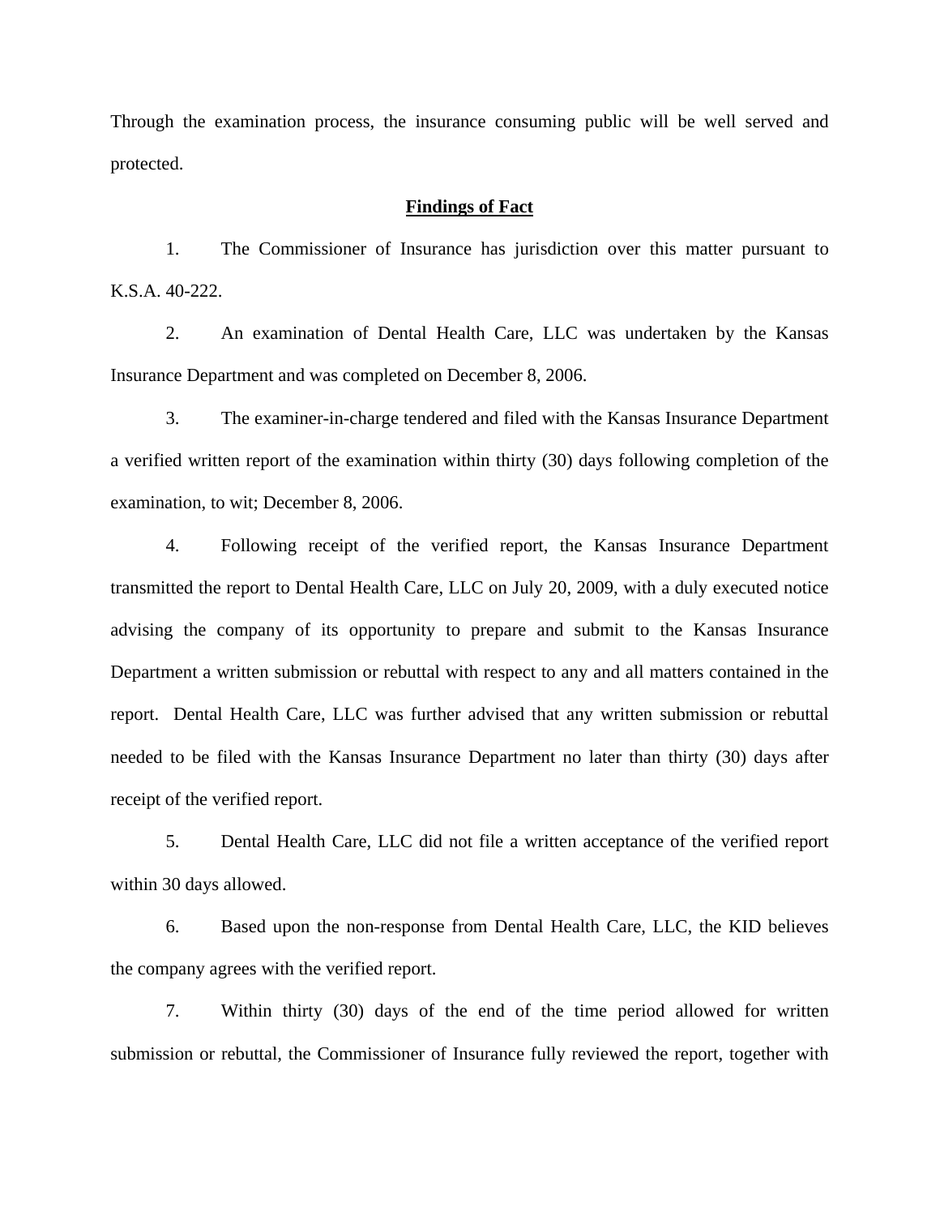Through the examination process, the insurance consuming public will be well served and protected.

**Findings of Fact**

1. The Commissioner of Insurance has jurisdiction over this matter pursuant to K.S.A. 40-222.

2. An examination of Dental Health Care, LLC was undertaken by the Kansas Insurance Department and was completed on December 8, 2006.

3. The examiner-in-charge tendered and filed with the Kansas Insurance Department a verified written report of the examination within thirty (30) days following completion of the examination, to wit; December 8, 2006.

4. Following receipt of the verified report, the Kansas Insurance Department transmitted the report to Dental Health Care, LLC on July 20, 2009, with a duly executed notice advising the company of its opportunity to prepare and submit to the Kansas Insurance Department a written submission or rebuttal with respect to any and all matters contained in the report. Dental Health Care, LLC was further advised that any written submission or rebuttal needed to be filed with the Kansas Insurance Department no later than thirty (30) days after receipt of the verified report.

5. Dental Health Care, LLC did not file a written acceptance of the verified report within 30 days allowed.

6. Based upon the non-response from Dental Health Care, LLC, the KID believes the company agrees with the verified report.

7. Within thirty (30) days of the end of the time period allowed for written submission or rebuttal, the Commissioner of Insurance fully reviewed the report, together with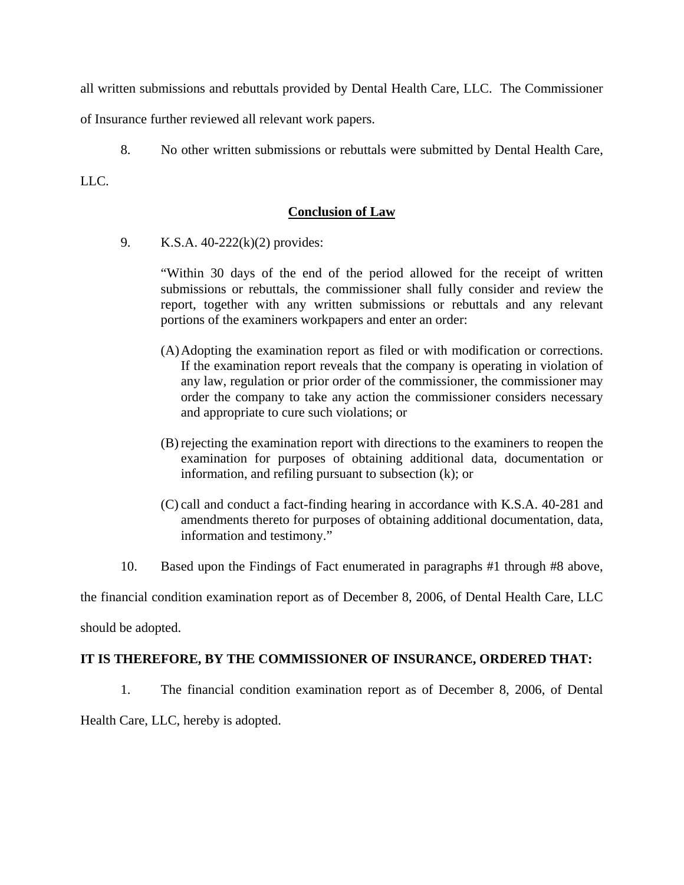all written submissions and rebuttals provided by Dental Health Care, LLC. The Commissioner of Insurance further reviewed all relevant work papers.

8. No other written submissions or rebuttals were submitted by Dental Health Care, LLC.

## Conclusion of Law

9. K.S.A. 40-222(k)(2) provides:

> "Within 30 days of the end of the period allowed for the receipt of written submissions or rebuttals, the commissioner shall fully consider and review the report, together with any written submissions or rebuttals and any relevant portions of the examiners workpapers and enter an order:
>
> (A) Adopting the examination report as filed or with modification or corrections. If the examination report reveals that the company is operating in violation of any law, regulation or prior order of the commissioner, the commissioner may order the company to take any action the commissioner considers necessary and appropriate to cure such violations; or
>
> (B) rejecting the examination report with directions to the examiners to reopen the examination for purposes of obtaining additional data, documentation or information, and refiling pursuant to subsection (k); or
>
> (C) call and conduct a fact-finding hearing in accordance with K.S.A. 40-281 and amendments thereto for purposes of obtaining additional documentation, data, information and testimony."

10. Based upon the Findings of Fact enumerated in paragraphs #1 through #8 above, the financial condition examination report as of December 8, 2006, of Dental Health Care, LLC should be adopted.

**IT IS THEREFORE, BY THE COMMISSIONER OF INSURANCE, ORDERED THAT:**

1. The financial condition examination report as of December 8, 2006, of Dental Health Care, LLC, hereby is adopted.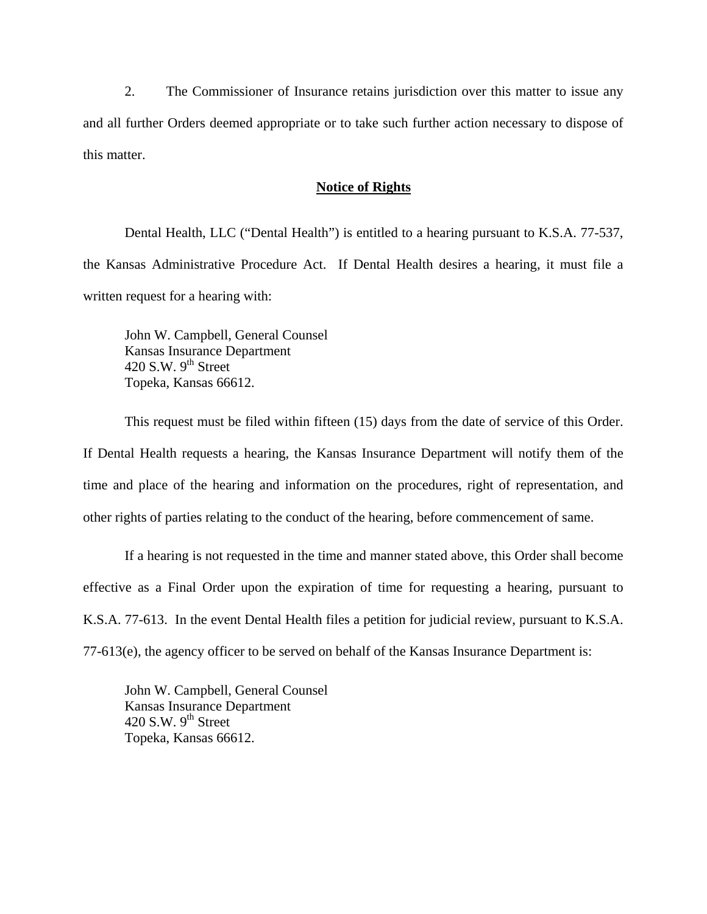2. The Commissioner of Insurance retains jurisdiction over this matter to issue any and all further Orders deemed appropriate or to take such further action necessary to dispose of this matter.

**Notice of Rights**

Dental Health, LLC ("Dental Health") is entitled to a hearing pursuant to K.S.A. 77-537, the Kansas Administrative Procedure Act. If Dental Health desires a hearing, it must file a written request for a hearing with:

John W. Campbell, General Counsel
Kansas Insurance Department
420 S.W. 9th Street
Topeka, Kansas 66612.

This request must be filed within fifteen (15) days from the date of service of this Order. If Dental Health requests a hearing, the Kansas Insurance Department will notify them of the time and place of the hearing and information on the procedures, right of representation, and other rights of parties relating to the conduct of the hearing, before commencement of same.

If a hearing is not requested in the time and manner stated above, this Order shall become effective as a Final Order upon the expiration of time for requesting a hearing, pursuant to K.S.A. 77-613. In the event Dental Health files a petition for judicial review, pursuant to K.S.A. 77-613(e), the agency officer to be served on behalf of the Kansas Insurance Department is:

John W. Campbell, General Counsel
Kansas Insurance Department
420 S.W. 9th Street
Topeka, Kansas 66612.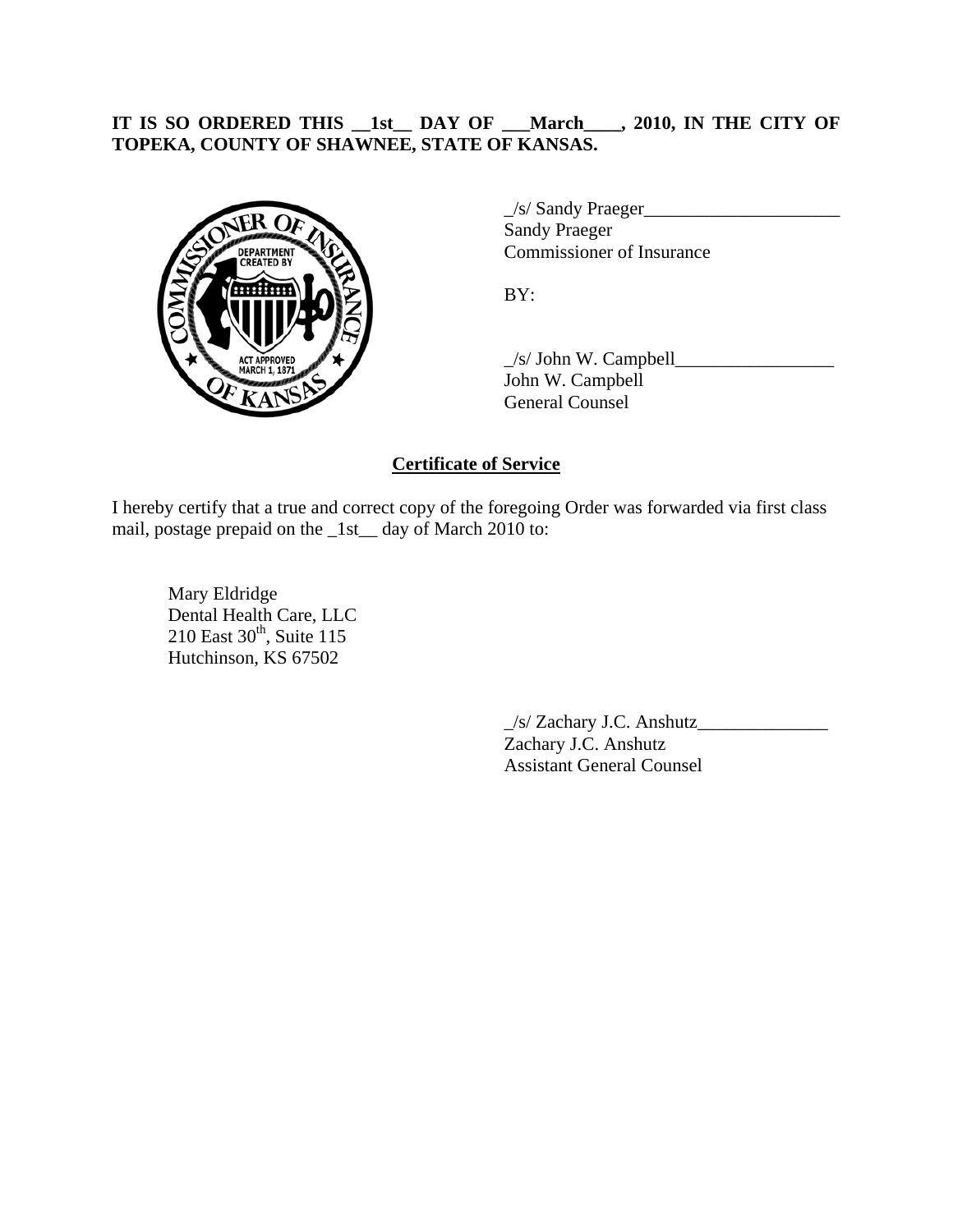**IT IS SO ORDERED THIS __1st__ DAY OF ___March____, 2010, IN THE CITY OF TOPEKA, COUNTY OF SHAWNEE, STATE OF KANSAS.**

_/s/ Sandy Praeger_____________________
Sandy Praeger
Commissioner of Insurance

BY:

_/s/ John W. Campbell_________________
John W. Campbell
General Counsel

## Certificate of Service

I hereby certify that a true and correct copy of the foregoing Order was forwarded via first class mail, postage prepaid on the _1st__ day of March 2010 to:

Mary Eldridge
Dental Health Care, LLC
210 East 30th, Suite 115
Hutchinson, KS 67502

_/s/ Zachary J.C. Anshutz______________
Zachary J.C. Anshutz
Assistant General Counsel